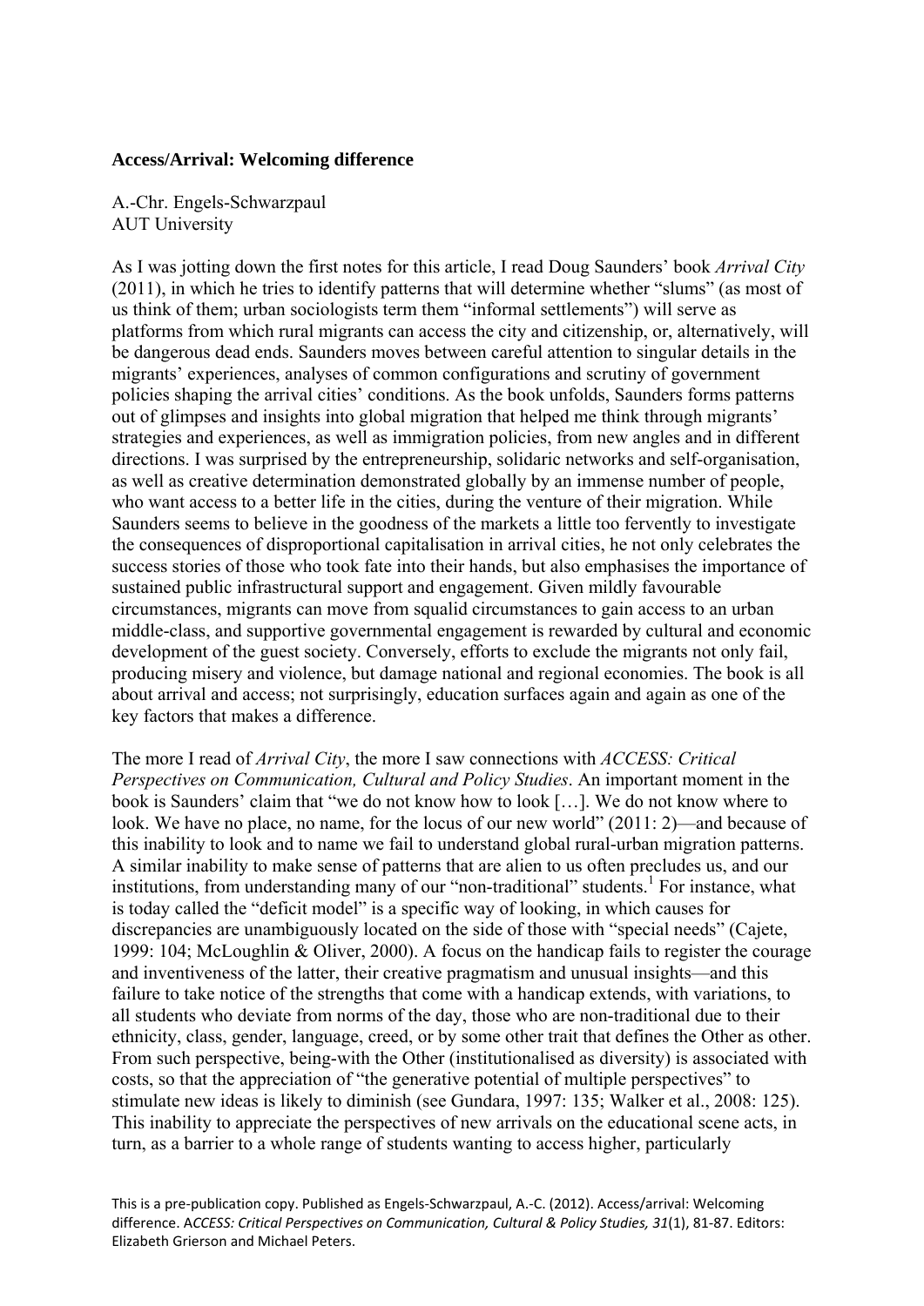**Access/Arrival: Welcoming difference**

A.-Chr. Engels-Schwarzpaul
AUT University

As I was jotting down the first notes for this article, I read Doug Saunders' book *Arrival City* (2011), in which he tries to identify patterns that will determine whether "slums" (as most of us think of them; urban sociologists term them "informal settlements") will serve as platforms from which rural migrants can access the city and citizenship, or, alternatively, will be dangerous dead ends. Saunders moves between careful attention to singular details in the migrants' experiences, analyses of common configurations and scrutiny of government policies shaping the arrival cities' conditions. As the book unfolds, Saunders forms patterns out of glimpses and insights into global migration that helped me think through migrants' strategies and experiences, as well as immigration policies, from new angles and in different directions. I was surprised by the entrepreneurship, solidaric networks and self-organisation, as well as creative determination demonstrated globally by an immense number of people, who want access to a better life in the cities, during the venture of their migration. While Saunders seems to believe in the goodness of the markets a little too fervently to investigate the consequences of disproportional capitalisation in arrival cities, he not only celebrates the success stories of those who took fate into their hands, but also emphasises the importance of sustained public infrastructural support and engagement. Given mildly favourable circumstances, migrants can move from squalid circumstances to gain access to an urban middle-class, and supportive governmental engagement is rewarded by cultural and economic development of the guest society. Conversely, efforts to exclude the migrants not only fail, producing misery and violence, but damage national and regional economies. The book is all about arrival and access; not surprisingly, education surfaces again and again as one of the key factors that makes a difference.

The more I read of *Arrival City*, the more I saw connections with *ACCESS: Critical Perspectives on Communication, Cultural and Policy Studies*. An important moment in the book is Saunders' claim that "we do not know how to look […]. We do not know where to look. We have no place, no name, for the locus of our new world" (2011: 2)—and because of this inability to look and to name we fail to understand global rural-urban migration patterns. A similar inability to make sense of patterns that are alien to us often precludes us, and our institutions, from understanding many of our "non-traditional" students.[1] For instance, what is today called the "deficit model" is a specific way of looking, in which causes for discrepancies are unambiguously located on the side of those with "special needs" (Cajete, 1999: 104; McLoughlin & Oliver, 2000). A focus on the handicap fails to register the courage and inventiveness of the latter, their creative pragmatism and unusual insights—and this failure to take notice of the strengths that come with a handicap extends, with variations, to all students who deviate from norms of the day, those who are non-traditional due to their ethnicity, class, gender, language, creed, or by some other trait that defines the Other as other. From such perspective, being-with the Other (institutionalised as diversity) is associated with costs, so that the appreciation of "the generative potential of multiple perspectives" to stimulate new ideas is likely to diminish (see Gundara, 1997: 135; Walker et al., 2008: 125). This inability to appreciate the perspectives of new arrivals on the educational scene acts, in turn, as a barrier to a whole range of students wanting to access higher, particularly

This is a pre-publication copy. Published as Engels-Schwarzpaul, A.-C. (2012). Access/arrival: Welcoming difference. A*CCESS: Critical Perspectives on Communication, Cultural & Policy Studies, 31*(1), 81-87. Editors: Elizabeth Grierson and Michael Peters.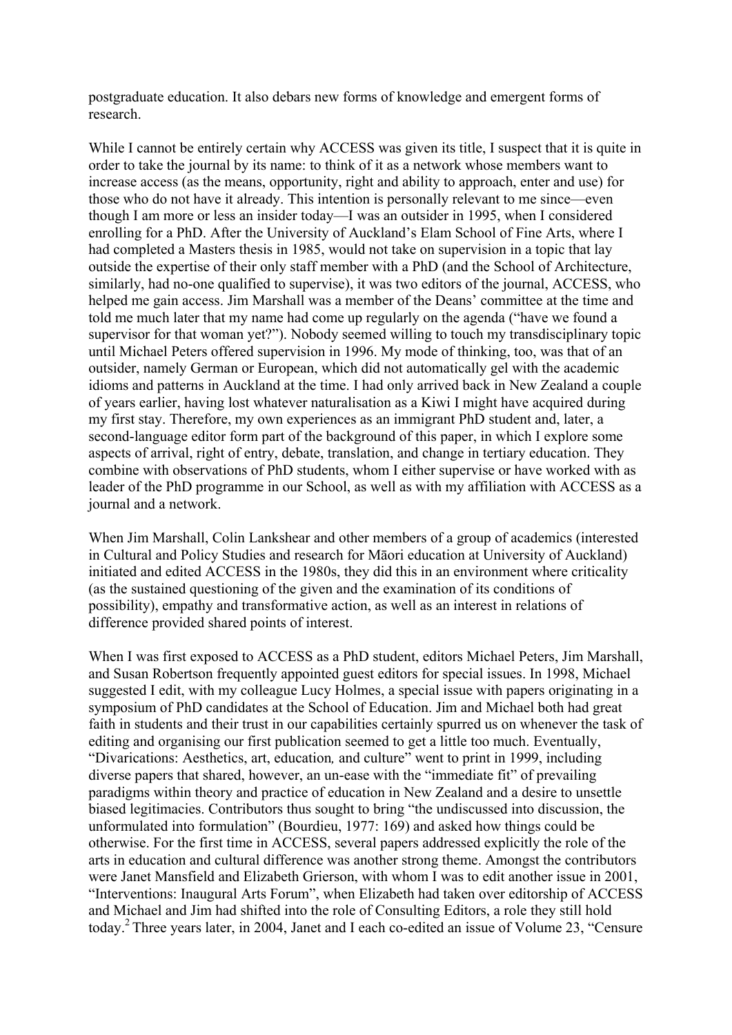postgraduate education. It also debars new forms of knowledge and emergent forms of research.

While I cannot be entirely certain why ACCESS was given its title, I suspect that it is quite in order to take the journal by its name: to think of it as a network whose members want to increase access (as the means, opportunity, right and ability to approach, enter and use) for those who do not have it already. This intention is personally relevant to me since—even though I am more or less an insider today—I was an outsider in 1995, when I considered enrolling for a PhD. After the University of Auckland's Elam School of Fine Arts, where I had completed a Masters thesis in 1985, would not take on supervision in a topic that lay outside the expertise of their only staff member with a PhD (and the School of Architecture, similarly, had no-one qualified to supervise), it was two editors of the journal, ACCESS, who helped me gain access. Jim Marshall was a member of the Deans' committee at the time and told me much later that my name had come up regularly on the agenda ("have we found a supervisor for that woman yet?"). Nobody seemed willing to touch my transdisciplinary topic until Michael Peters offered supervision in 1996. My mode of thinking, too, was that of an outsider, namely German or European, which did not automatically gel with the academic idioms and patterns in Auckland at the time. I had only arrived back in New Zealand a couple of years earlier, having lost whatever naturalisation as a Kiwi I might have acquired during my first stay. Therefore, my own experiences as an immigrant PhD student and, later, a second-language editor form part of the background of this paper, in which I explore some aspects of arrival, right of entry, debate, translation, and change in tertiary education. They combine with observations of PhD students, whom I either supervise or have worked with as leader of the PhD programme in our School, as well as with my affiliation with ACCESS as a journal and a network.

When Jim Marshall, Colin Lankshear and other members of a group of academics (interested in Cultural and Policy Studies and research for Māori education at University of Auckland) initiated and edited ACCESS in the 1980s, they did this in an environment where criticality (as the sustained questioning of the given and the examination of its conditions of possibility), empathy and transformative action, as well as an interest in relations of difference provided shared points of interest.

When I was first exposed to ACCESS as a PhD student, editors Michael Peters, Jim Marshall, and Susan Robertson frequently appointed guest editors for special issues. In 1998, Michael suggested I edit, with my colleague Lucy Holmes, a special issue with papers originating in a symposium of PhD candidates at the School of Education. Jim and Michael both had great faith in students and their trust in our capabilities certainly spurred us on whenever the task of editing and organising our first publication seemed to get a little too much. Eventually, "Divarications: Aesthetics, art, education*,* and culture" went to print in 1999, including diverse papers that shared, however, an un-ease with the "immediate fit" of prevailing paradigms within theory and practice of education in New Zealand and a desire to unsettle biased legitimacies. Contributors thus sought to bring "the undiscussed into discussion, the unformulated into formulation" (Bourdieu, 1977: 169) and asked how things could be otherwise. For the first time in ACCESS, several papers addressed explicitly the role of the arts in education and cultural difference was another strong theme. Amongst the contributors were Janet Mansfield and Elizabeth Grierson, with whom I was to edit another issue in 2001, "Interventions: Inaugural Arts Forum", when Elizabeth had taken over editorship of ACCESS and Michael and Jim had shifted into the role of Consulting Editors, a role they still hold today.[2] Three years later, in 2004, Janet and I each co-edited an issue of Volume 23, "Censure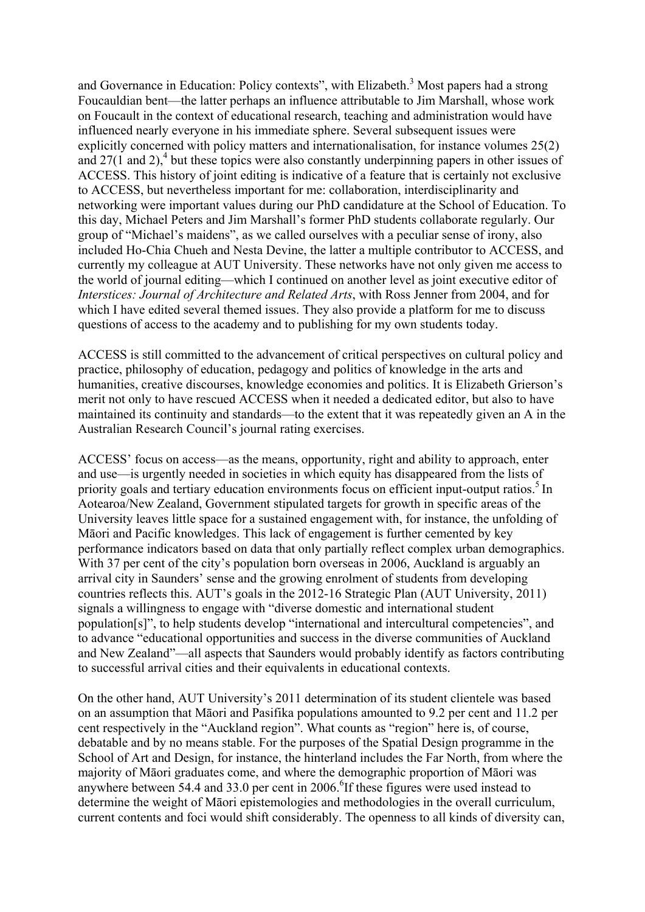and Governance in Education: Policy contexts", with Elizabeth.[3] Most papers had a strong Foucauldian bent—the latter perhaps an influence attributable to Jim Marshall, whose work on Foucault in the context of educational research, teaching and administration would have influenced nearly everyone in his immediate sphere. Several subsequent issues were explicitly concerned with policy matters and internationalisation, for instance volumes 25(2) and 27(1 and 2),[4] but these topics were also constantly underpinning papers in other issues of ACCESS. This history of joint editing is indicative of a feature that is certainly not exclusive to ACCESS, but nevertheless important for me: collaboration, interdisciplinarity and networking were important values during our PhD candidature at the School of Education. To this day, Michael Peters and Jim Marshall's former PhD students collaborate regularly. Our group of "Michael's maidens", as we called ourselves with a peculiar sense of irony, also included Ho-Chia Chueh and Nesta Devine, the latter a multiple contributor to ACCESS, and currently my colleague at AUT University. These networks have not only given me access to the world of journal editing—which I continued on another level as joint executive editor of *Interstices: Journal of Architecture and Related Arts*, with Ross Jenner from 2004, and for which I have edited several themed issues. They also provide a platform for me to discuss questions of access to the academy and to publishing for my own students today.

ACCESS is still committed to the advancement of critical perspectives on cultural policy and practice, philosophy of education, pedagogy and politics of knowledge in the arts and humanities, creative discourses, knowledge economies and politics. It is Elizabeth Grierson's merit not only to have rescued ACCESS when it needed a dedicated editor, but also to have maintained its continuity and standards—to the extent that it was repeatedly given an A in the Australian Research Council's journal rating exercises.

ACCESS' focus on access—as the means, opportunity, right and ability to approach, enter and use—is urgently needed in societies in which equity has disappeared from the lists of priority goals and tertiary education environments focus on efficient input-output ratios.[5] In Aotearoa/New Zealand, Government stipulated targets for growth in specific areas of the University leaves little space for a sustained engagement with, for instance, the unfolding of Māori and Pacific knowledges. This lack of engagement is further cemented by key performance indicators based on data that only partially reflect complex urban demographics. With 37 per cent of the city's population born overseas in 2006, Auckland is arguably an arrival city in Saunders' sense and the growing enrolment of students from developing countries reflects this. AUT's goals in the 2012-16 Strategic Plan (AUT University, 2011) signals a willingness to engage with "diverse domestic and international student population[s]", to help students develop "international and intercultural competencies", and to advance "educational opportunities and success in the diverse communities of Auckland and New Zealand"—all aspects that Saunders would probably identify as factors contributing to successful arrival cities and their equivalents in educational contexts.

On the other hand, AUT University's 2011 determination of its student clientele was based on an assumption that Māori and Pasifika populations amounted to 9.2 per cent and 11.2 per cent respectively in the "Auckland region". What counts as "region" here is, of course, debatable and by no means stable. For the purposes of the Spatial Design programme in the School of Art and Design, for instance, the hinterland includes the Far North, from where the majority of Māori graduates come, and where the demographic proportion of Māori was anywhere between 54.4 and 33.0 per cent in 2006.[6] If these figures were used instead to determine the weight of Māori epistemologies and methodologies in the overall curriculum, current contents and foci would shift considerably. The openness to all kinds of diversity can,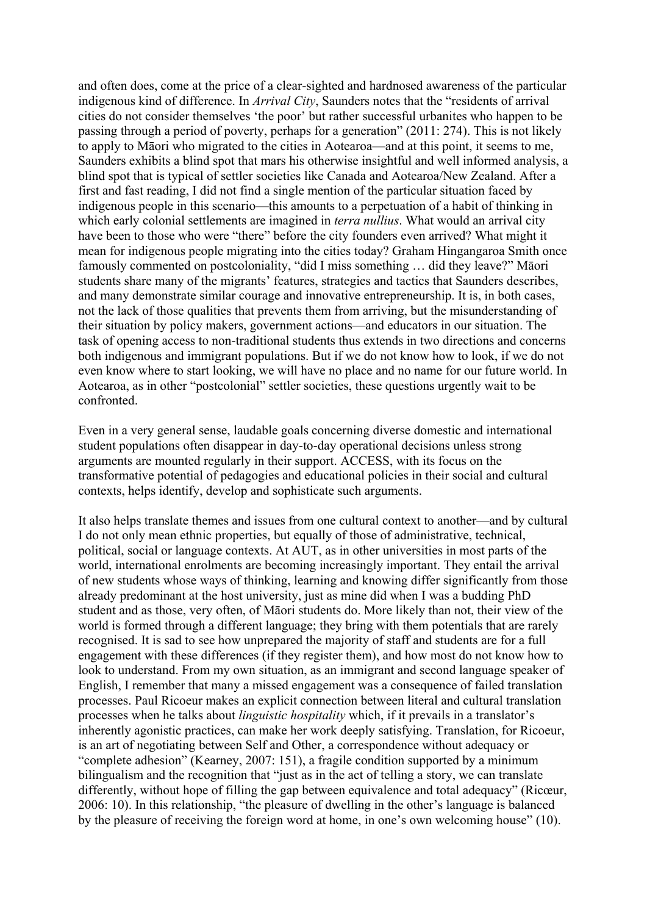and often does, come at the price of a clear-sighted and hardnosed awareness of the particular indigenous kind of difference. In *Arrival City*, Saunders notes that the "residents of arrival cities do not consider themselves 'the poor' but rather successful urbanites who happen to be passing through a period of poverty, perhaps for a generation" (2011: 274). This is not likely to apply to Māori who migrated to the cities in Aotearoa—and at this point, it seems to me, Saunders exhibits a blind spot that mars his otherwise insightful and well informed analysis, a blind spot that is typical of settler societies like Canada and Aotearoa/New Zealand. After a first and fast reading, I did not find a single mention of the particular situation faced by indigenous people in this scenario—this amounts to a perpetuation of a habit of thinking in which early colonial settlements are imagined in *terra nullius*. What would an arrival city have been to those who were "there" before the city founders even arrived? What might it mean for indigenous people migrating into the cities today? Graham Hingangaroa Smith once famously commented on postcoloniality, "did I miss something … did they leave?" Māori students share many of the migrants' features, strategies and tactics that Saunders describes, and many demonstrate similar courage and innovative entrepreneurship. It is, in both cases, not the lack of those qualities that prevents them from arriving, but the misunderstanding of their situation by policy makers, government actions—and educators in our situation. The task of opening access to non-traditional students thus extends in two directions and concerns both indigenous and immigrant populations. But if we do not know how to look, if we do not even know where to start looking, we will have no place and no name for our future world. In Aotearoa, as in other "postcolonial" settler societies, these questions urgently wait to be confronted.

Even in a very general sense, laudable goals concerning diverse domestic and international student populations often disappear in day-to-day operational decisions unless strong arguments are mounted regularly in their support. ACCESS, with its focus on the transformative potential of pedagogies and educational policies in their social and cultural contexts, helps identify, develop and sophisticate such arguments.

It also helps translate themes and issues from one cultural context to another—and by cultural I do not only mean ethnic properties, but equally of those of administrative, technical, political, social or language contexts. At AUT, as in other universities in most parts of the world, international enrolments are becoming increasingly important. They entail the arrival of new students whose ways of thinking, learning and knowing differ significantly from those already predominant at the host university, just as mine did when I was a budding PhD student and as those, very often, of Māori students do. More likely than not, their view of the world is formed through a different language; they bring with them potentials that are rarely recognised. It is sad to see how unprepared the majority of staff and students are for a full engagement with these differences (if they register them), and how most do not know how to look to understand. From my own situation, as an immigrant and second language speaker of English, I remember that many a missed engagement was a consequence of failed translation processes. Paul Ricoeur makes an explicit connection between literal and cultural translation processes when he talks about *linguistic hospitality* which, if it prevails in a translator's inherently agonistic practices, can make her work deeply satisfying. Translation, for Ricoeur, is an art of negotiating between Self and Other, a correspondence without adequacy or "complete adhesion" (Kearney, 2007: 151), a fragile condition supported by a minimum bilingualism and the recognition that "just as in the act of telling a story, we can translate differently, without hope of filling the gap between equivalence and total adequacy" (Ricœur, 2006: 10). In this relationship, "the pleasure of dwelling in the other's language is balanced by the pleasure of receiving the foreign word at home, in one's own welcoming house" (10).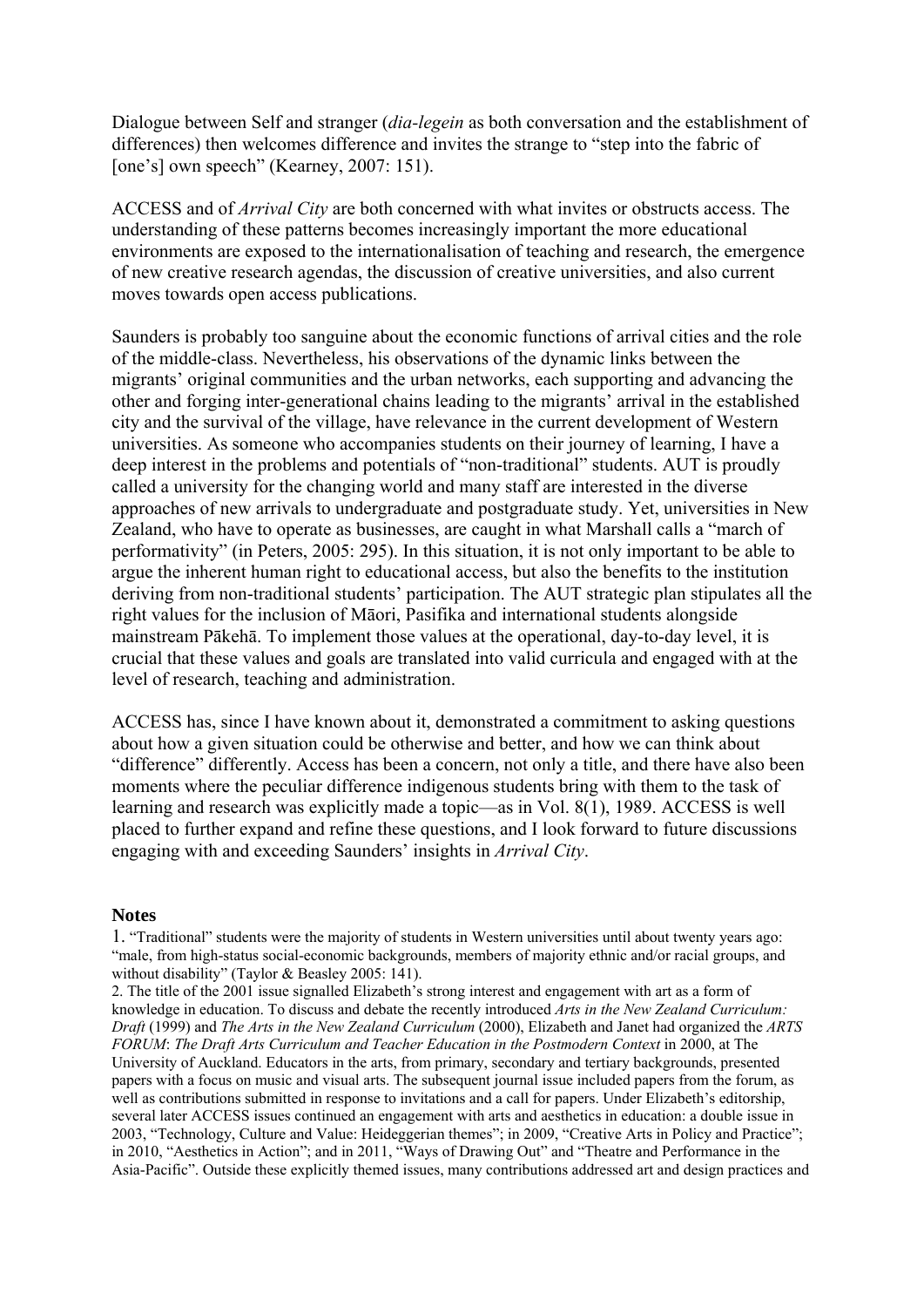Dialogue between Self and stranger (*dia-legein* as both conversation and the establishment of differences) then welcomes difference and invites the strange to "step into the fabric of [one's] own speech" (Kearney, 2007: 151).

ACCESS and of *Arrival City* are both concerned with what invites or obstructs access. The understanding of these patterns becomes increasingly important the more educational environments are exposed to the internationalisation of teaching and research, the emergence of new creative research agendas, the discussion of creative universities, and also current moves towards open access publications.

Saunders is probably too sanguine about the economic functions of arrival cities and the role of the middle-class. Nevertheless, his observations of the dynamic links between the migrants' original communities and the urban networks, each supporting and advancing the other and forging inter-generational chains leading to the migrants' arrival in the established city and the survival of the village, have relevance in the current development of Western universities. As someone who accompanies students on their journey of learning, I have a deep interest in the problems and potentials of "non-traditional" students. AUT is proudly called a university for the changing world and many staff are interested in the diverse approaches of new arrivals to undergraduate and postgraduate study. Yet, universities in New Zealand, who have to operate as businesses, are caught in what Marshall calls a "march of performativity" (in Peters, 2005: 295). In this situation, it is not only important to be able to argue the inherent human right to educational access, but also the benefits to the institution deriving from non-traditional students' participation. The AUT strategic plan stipulates all the right values for the inclusion of Māori, Pasifika and international students alongside mainstream Pākehā. To implement those values at the operational, day-to-day level, it is crucial that these values and goals are translated into valid curricula and engaged with at the level of research, teaching and administration.

ACCESS has, since I have known about it, demonstrated a commitment to asking questions about how a given situation could be otherwise and better, and how we can think about "difference" differently. Access has been a concern, not only a title, and there have also been moments where the peculiar difference indigenous students bring with them to the task of learning and research was explicitly made a topic—as in Vol. 8(1), 1989. ACCESS is well placed to further expand and refine these questions, and I look forward to future discussions engaging with and exceeding Saunders' insights in *Arrival City*.

## Notes

1. "Traditional" students were the majority of students in Western universities until about twenty years ago: "male, from high-status social-economic backgrounds, members of majority ethnic and/or racial groups, and without disability" (Taylor & Beasley 2005: 141).

2. The title of the 2001 issue signalled Elizabeth's strong interest and engagement with art as a form of knowledge in education. To discuss and debate the recently introduced *Arts in the New Zealand Curriculum: Draft* (1999) and *The Arts in the New Zealand Curriculum* (2000), Elizabeth and Janet had organized the *ARTS FORUM*: *The Draft Arts Curriculum and Teacher Education in the Postmodern Context* in 2000, at The University of Auckland. Educators in the arts, from primary, secondary and tertiary backgrounds, presented papers with a focus on music and visual arts. The subsequent journal issue included papers from the forum, as well as contributions submitted in response to invitations and a call for papers. Under Elizabeth's editorship, several later ACCESS issues continued an engagement with arts and aesthetics in education: a double issue in 2003, "Technology, Culture and Value: Heideggerian themes"; in 2009, "Creative Arts in Policy and Practice"; in 2010, "Aesthetics in Action"; and in 2011, "Ways of Drawing Out" and "Theatre and Performance in the Asia-Pacific". Outside these explicitly themed issues, many contributions addressed art and design practices and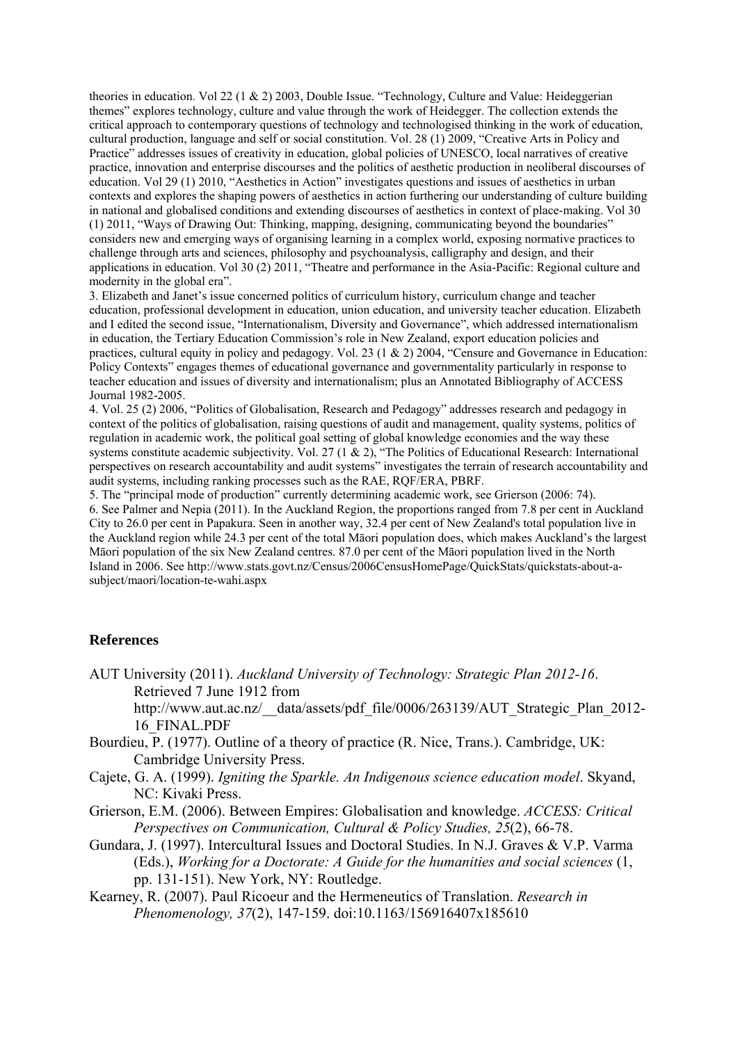theories in education. Vol 22 (1 & 2) 2003, Double Issue. "Technology, Culture and Value: Heideggerian themes" explores technology, culture and value through the work of Heidegger. The collection extends the critical approach to contemporary questions of technology and technologised thinking in the work of education, cultural production, language and self or social constitution. Vol. 28 (1) 2009, "Creative Arts in Policy and Practice" addresses issues of creativity in education, global policies of UNESCO, local narratives of creative practice, innovation and enterprise discourses and the politics of aesthetic production in neoliberal discourses of education. Vol 29 (1) 2010, "Aesthetics in Action" investigates questions and issues of aesthetics in urban contexts and explores the shaping powers of aesthetics in action furthering our understanding of culture building in national and globalised conditions and extending discourses of aesthetics in context of place-making. Vol 30 (1) 2011, "Ways of Drawing Out: Thinking, mapping, designing, communicating beyond the boundaries" considers new and emerging ways of organising learning in a complex world, exposing normative practices to challenge through arts and sciences, philosophy and psychoanalysis, calligraphy and design, and their applications in education. Vol 30 (2) 2011, "Theatre and performance in the Asia-Pacific: Regional culture and modernity in the global era".

3. Elizabeth and Janet's issue concerned politics of curriculum history, curriculum change and teacher education, professional development in education, union education, and university teacher education. Elizabeth and I edited the second issue, "Internationalism, Diversity and Governance", which addressed internationalism in education, the Tertiary Education Commission's role in New Zealand, export education policies and practices, cultural equity in policy and pedagogy. Vol. 23 (1 & 2) 2004, "Censure and Governance in Education: Policy Contexts" engages themes of educational governance and governmentality particularly in response to teacher education and issues of diversity and internationalism; plus an Annotated Bibliography of ACCESS Journal 1982-2005.

4. Vol. 25 (2) 2006, "Politics of Globalisation, Research and Pedagogy" addresses research and pedagogy in context of the politics of globalisation, raising questions of audit and management, quality systems, politics of regulation in academic work, the political goal setting of global knowledge economies and the way these systems constitute academic subjectivity. Vol. 27 (1 & 2), "The Politics of Educational Research: International perspectives on research accountability and audit systems" investigates the terrain of research accountability and audit systems, including ranking processes such as the RAE, RQF/ERA, PBRF.

5. The "principal mode of production" currently determining academic work, see Grierson (2006: 74).

6. See Palmer and Nepia (2011). In the Auckland Region, the proportions ranged from 7.8 per cent in Auckland City to 26.0 per cent in Papakura. Seen in another way, 32.4 per cent of New Zealand's total population live in the Auckland region while 24.3 per cent of the total Māori population does, which makes Auckland's the largest Māori population of the six New Zealand centres. 87.0 per cent of the Māori population lived in the North Island in 2006. See http://www.stats.govt.nz/Census/2006CensusHomePage/QuickStats/quickstats-about-a-subject/maori/location-te-wahi.aspx

## References

AUT University (2011). *Auckland University of Technology: Strategic Plan 2012-16*. Retrieved 7 June 1912 from http://www.aut.ac.nz/__data/assets/pdf_file/0006/263139/AUT_Strategic_Plan_2012-16_FINAL.PDF

Bourdieu, P. (1977). Outline of a theory of practice (R. Nice, Trans.). Cambridge, UK: Cambridge University Press.

Cajete, G. A. (1999). *Igniting the Sparkle. An Indigenous science education model*. Skyand, NC: Kivaki Press.

Grierson, E.M. (2006). Between Empires: Globalisation and knowledge. *ACCESS: Critical Perspectives on Communication, Cultural & Policy Studies, 25*(2), 66-78.

Gundara, J. (1997). Intercultural Issues and Doctoral Studies. In N.J. Graves & V.P. Varma (Eds.), *Working for a Doctorate: A Guide for the humanities and social sciences* (1, pp. 131-151). New York, NY: Routledge.

Kearney, R. (2007). Paul Ricoeur and the Hermeneutics of Translation. *Research in Phenomenology, 37*(2), 147-159. doi:10.1163/156916407x185610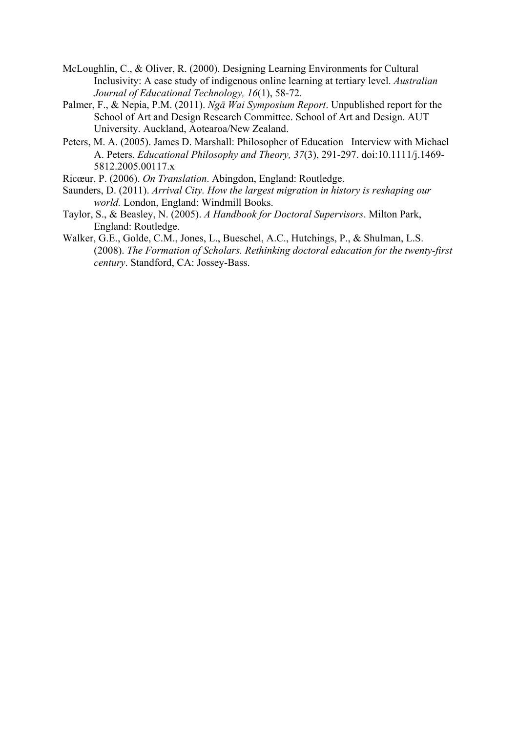McLoughlin, C., & Oliver, R. (2000). Designing Learning Environments for Cultural Inclusivity: A case study of indigenous online learning at tertiary level. *Australian Journal of Educational Technology, 16*(1), 58-72.

Palmer, F., & Nepia, P.M. (2011). *Ngā Wai Symposium Report*. Unpublished report for the School of Art and Design Research Committee. School of Art and Design. AUT University. Auckland, Aotearoa/New Zealand.

Peters, M. A. (2005). James D. Marshall: Philosopher of Education Interview with Michael A. Peters. *Educational Philosophy and Theory, 37*(3), 291-297. doi:10.1111/j.1469-5812.2005.00117.x

Ricœur, P. (2006). *On Translation*. Abingdon, England: Routledge.

Saunders, D. (2011). *Arrival City. How the largest migration in history is reshaping our world.* London, England: Windmill Books.

Taylor, S., & Beasley, N. (2005). *A Handbook for Doctoral Supervisors*. Milton Park, England: Routledge.

Walker, G.E., Golde, C.M., Jones, L., Bueschel, A.C., Hutchings, P., & Shulman, L.S. (2008). *The Formation of Scholars. Rethinking doctoral education for the twenty-first century*. Standford, CA: Jossey-Bass.